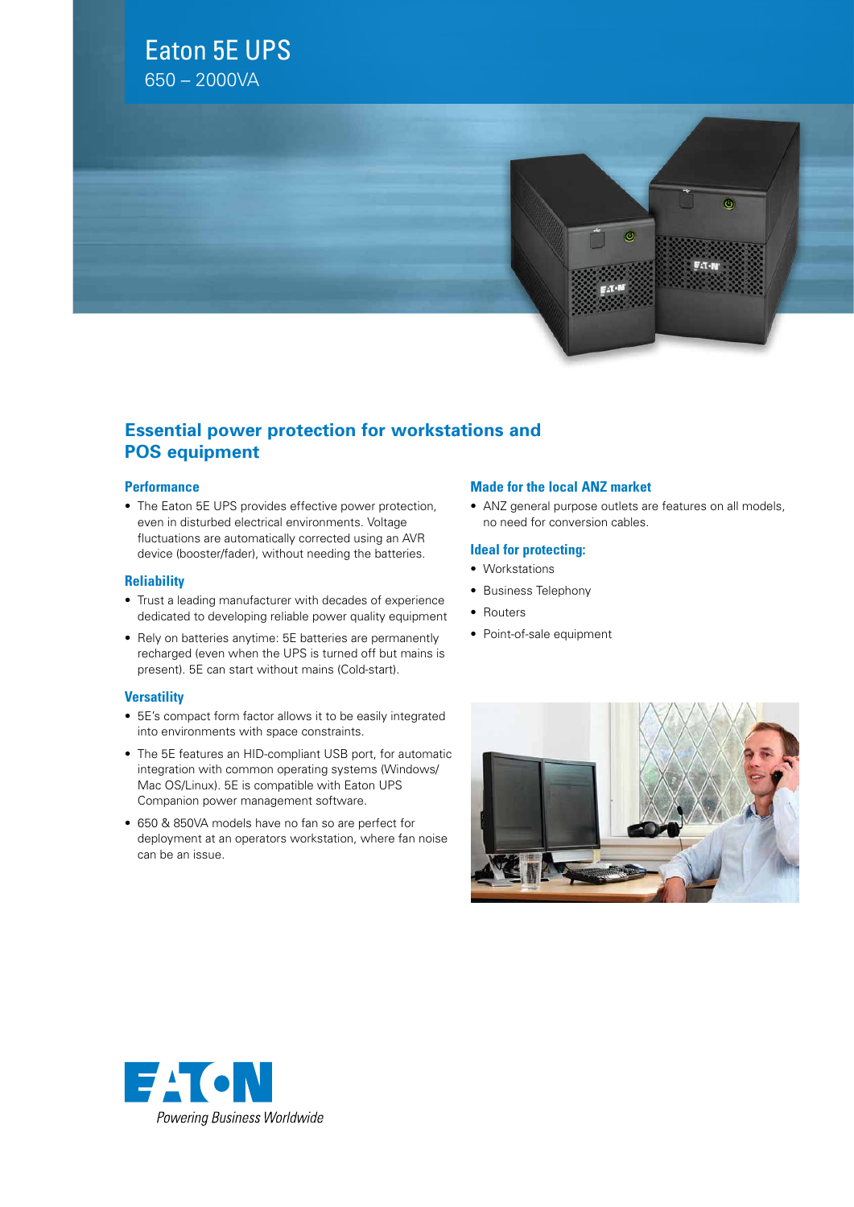# Eaton 5E UPS

650 – 2000VA

## Essential power protection for workstations and POS equipment

### Performance

- The Eaton 5E UPS provides effective power protection, even in disturbed electrical environments. Voltage fluctuations are automatically corrected using an AVR device (booster/fader), without needing the batteries.

### Reliability

- Trust a leading manufacturer with decades of experience dedicated to developing reliable power quality equipment
- Rely on batteries anytime: 5E batteries are permanently recharged (even when the UPS is turned off but mains is present). 5E can start without mains (Cold-start).

### Versatility

- 5E's compact form factor allows it to be easily integrated into environments with space constraints.
- The 5E features an HID-compliant USB port, for automatic integration with common operating systems (Windows/ Mac OS/Linux). 5E is compatible with Eaton UPS Companion power management software.
- 650 & 850VA models have no fan so are perfect for deployment at an operators workstation, where fan noise can be an issue.

### Made for the local ANZ market

- ANZ general purpose outlets are features on all models, no need for conversion cables.

### Ideal for protecting:

- Workstations
- Business Telephony
- Routers
- Point-of-sale equipment

EATON

*Powering Business Worldwide*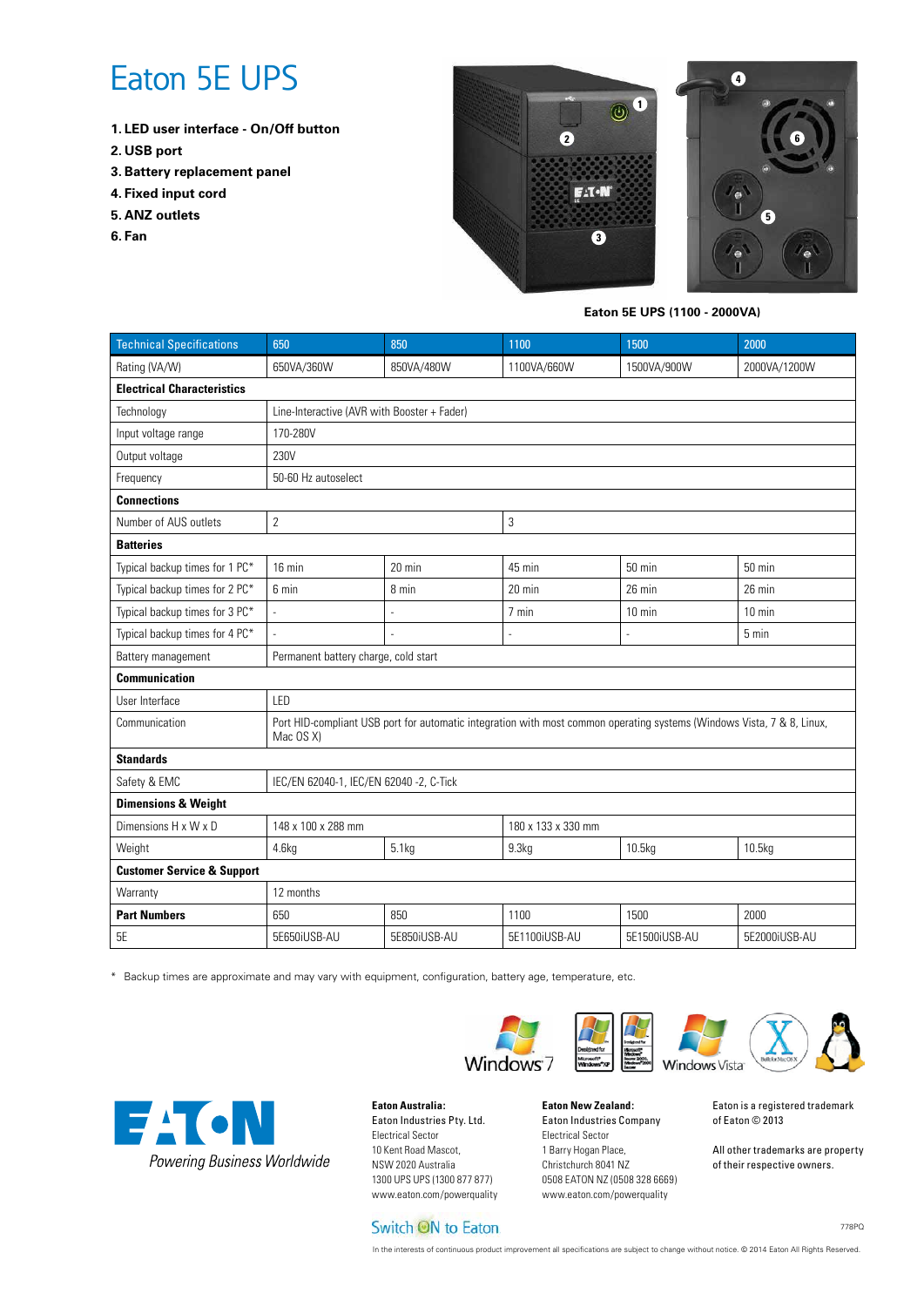# Eaton 5E UPS

1. **LED user interface - On/Off button**
2. **USB port**
3. **Battery replacement panel**
4. **Fixed input cord**
5. **ANZ outlets**
6. **Fan**

**Eaton 5E UPS (1100 - 2000VA)**

| Technical Specifications | 650 | 850 | 1100 | 1500 | 2000 |
|---|---|---|---|---|---|
| Rating (VA/W) | 650VA/360W | 850VA/480W | 1100VA/660W | 1500VA/900W | 2000VA/1200W |
| **Electrical Characteristics** | | | | | |
| Technology | Line-Interactive (AVR with Booster + Fader) | | | | |
| Input voltage range | 170-280V | | | | |
| Output voltage | 230V | | | | |
| Frequency | 50-60 Hz autoselect | | | | |
| **Connections** | | | | | |
| Number of AUS outlets | 2 | | 3 | | |
| **Batteries** | | | | | |
| Typical backup times for 1 PC* | 16 min | 20 min | 45 min | 50 min | 50 min |
| Typical backup times for 2 PC* | 6 min | 8 min | 20 min | 26 min | 26 min |
| Typical backup times for 3 PC* | - | - | 7 min | 10 min | 10 min |
| Typical backup times for 4 PC* | - | - | - | - | 5 min |
| Battery management | Permanent battery charge, cold start | | | | |
| **Communication** | | | | | |
| User Interface | LED | | | | |
| Communication | Port HID-compliant USB port for automatic integration with most common operating systems (Windows Vista, 7 & 8, Linux, Mac OS X) | | | | |
| **Standards** | | | | | |
| Safety & EMC | IEC/EN 62040-1, IEC/EN 62040 -2, C-Tick | | | | |
| **Dimensions & Weight** | | | | | |
| Dimensions H x W x D | 148 x 100 x 288 mm | | 180 x 133 x 330 mm | | |
| Weight | 4.6kg | 5.1kg | 9.3kg | 10.5kg | 10.5kg |
| **Customer Service & Support** | | | | | |
| Warranty | 12 months | | | | |
| **Part Numbers** | 650 | 850 | 1100 | 1500 | 2000 |
| 5E | 5E650iUSB-AU | 5E850iUSB-AU | 5E1100iUSB-AU | 5E1500iUSB-AU | 5E2000iUSB-AU |

\* Backup times are approximate and may vary with equipment, configuration, battery age, temperature, etc.

Powering Business Worldwide

**Eaton Australia:**
Eaton Industries Pty. Ltd.
Electrical Sector
10 Kent Road Mascot,
NSW 2020 Australia
1300 UPS UPS (1300 877 877)
www.eaton.com/powerquality

**Eaton New Zealand:**
Eaton Industries Company
Electrical Sector
1 Barry Hogan Place,
Christchurch 8041 NZ
0508 EATON NZ (0508 328 6669)
www.eaton.com/powerquality

Eaton is a registered trademark of Eaton © 2013

All other trademarks are property of their respective owners.

Switch ON to Eaton

778PQ

In the interests of continuous product improvement all specifications are subject to change without notice. © 2014 Eaton All Rights Reserved.